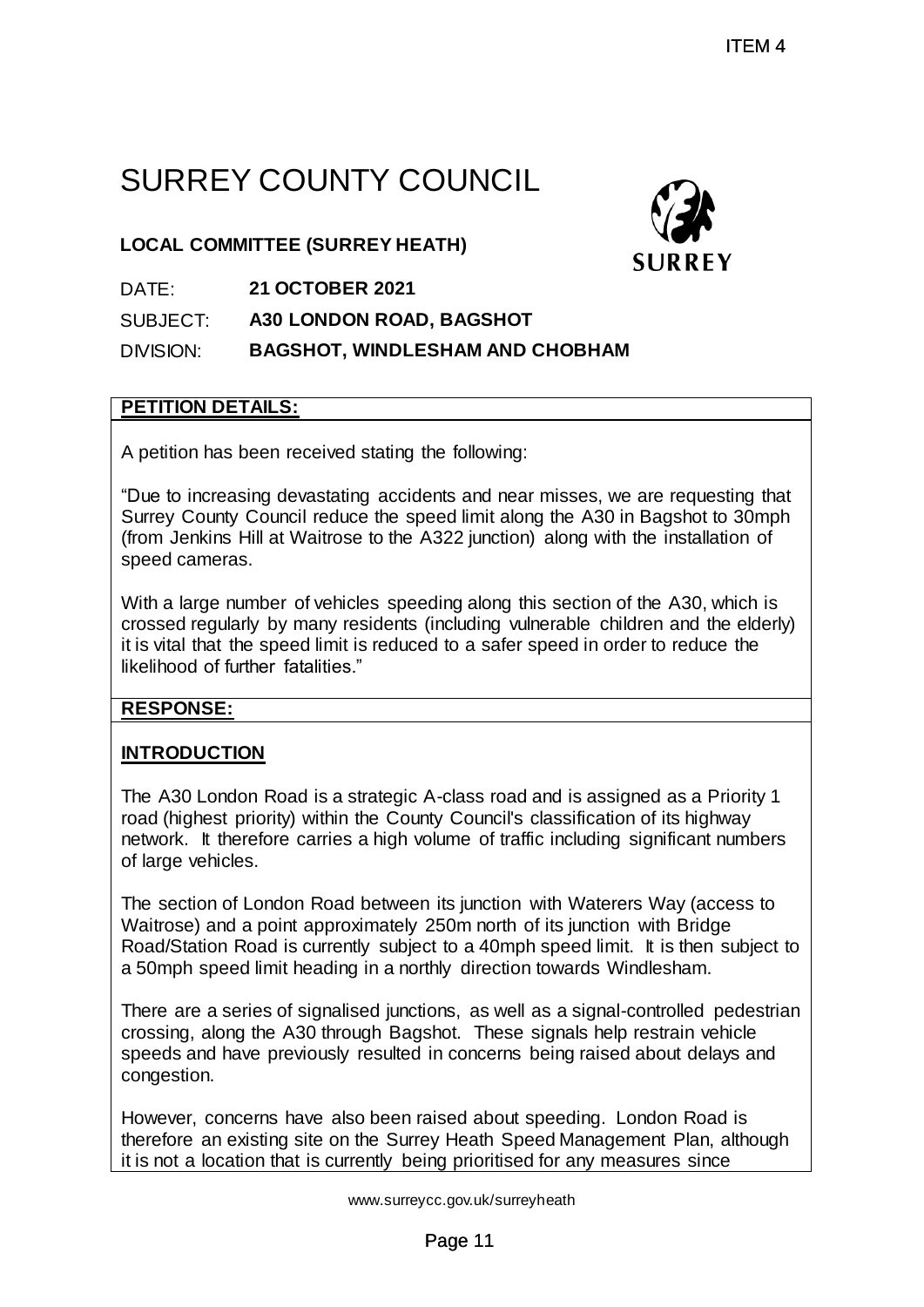# SURREY COUNTY COUNCIL

**LOCAL COMMITTEE (SURREY HEATH)**

DATE: **21 OCTOBER 2021**

SUBJECT: **A30 LONDON ROAD, BAGSHOT**

DIVISION: **BAGSHOT, WINDLESHAM AND CHOBHAM**

## PETITION DETAILS:

A petition has been received stating the following:

"Due to increasing devastating accidents and near misses, we are requesting that Surrey County Council reduce the speed limit along the A30 in Bagshot to 30mph (from Jenkins Hill at Waitrose to the A322 junction) along with the installation of speed cameras.

With a large number of vehicles speeding along this section of the A30, which is crossed regularly by many residents (including vulnerable children and the elderly) it is vital that the speed limit is reduced to a safer speed in order to reduce the likelihood of further fatalities."

## RESPONSE:

### INTRODUCTION

The A30 London Road is a strategic A-class road and is assigned as a Priority 1 road (highest priority) within the County Council's classification of its highway network. It therefore carries a high volume of traffic including significant numbers of large vehicles.

The section of London Road between its junction with Waterers Way (access to Waitrose) and a point approximately 250m north of its junction with Bridge Road/Station Road is currently subject to a 40mph speed limit. It is then subject to a 50mph speed limit heading in a northly direction towards Windlesham.

There are a series of signalised junctions, as well as a signal-controlled pedestrian crossing, along the A30 through Bagshot. These signals help restrain vehicle speeds and have previously resulted in concerns being raised about delays and congestion.

However, concerns have also been raised about speeding. London Road is therefore an existing site on the Surrey Heath Speed Management Plan, although it is not a location that is currently being prioritised for any measures since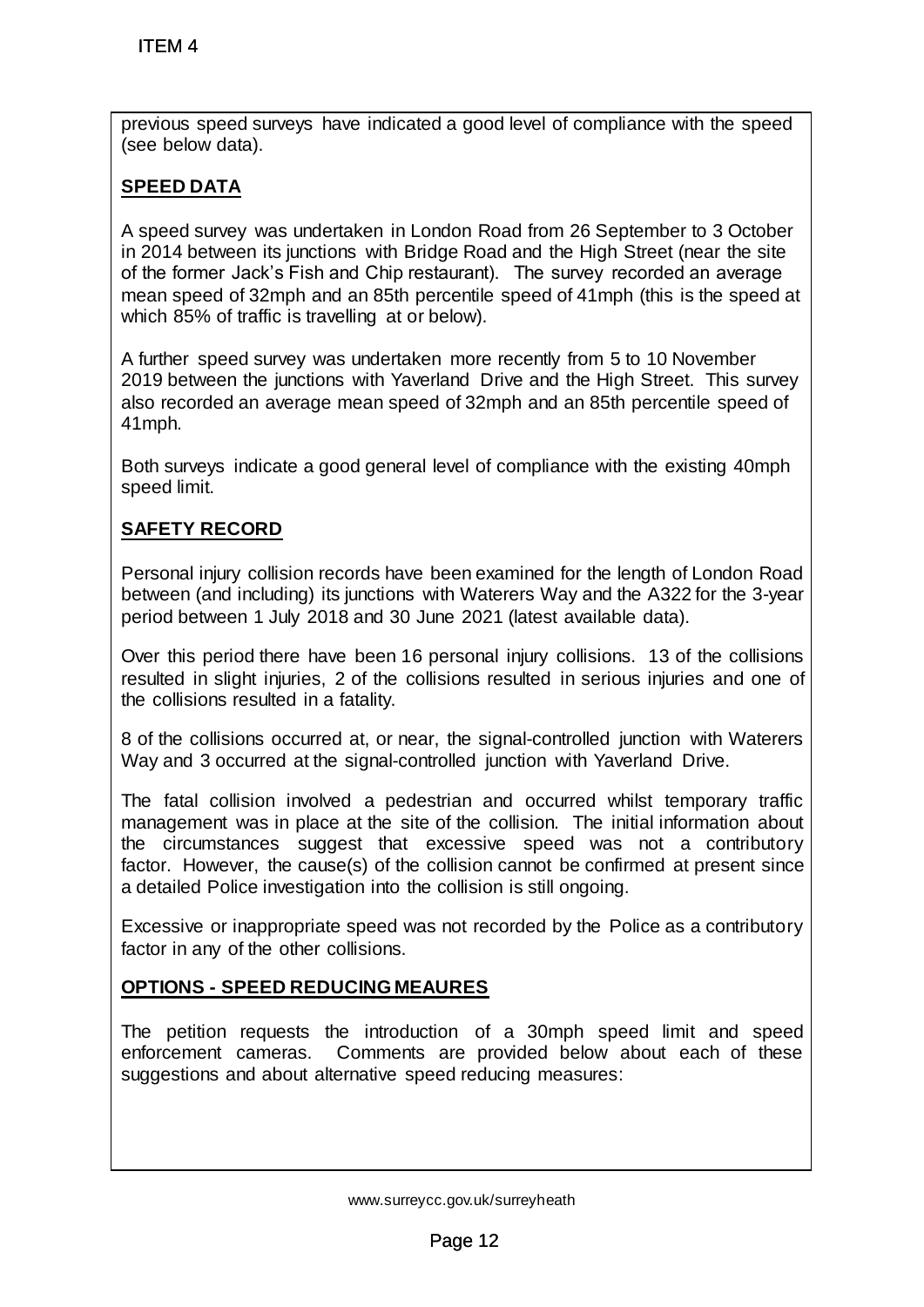previous speed surveys have indicated a good level of compliance with the speed (see below data).

**SPEED DATA**

A speed survey was undertaken in London Road from 26 September to 3 October in 2014 between its junctions with Bridge Road and the High Street (near the site of the former Jack's Fish and Chip restaurant). The survey recorded an average mean speed of 32mph and an 85th percentile speed of 41mph (this is the speed at which 85% of traffic is travelling at or below).

A further speed survey was undertaken more recently from 5 to 10 November 2019 between the junctions with Yaverland Drive and the High Street. This survey also recorded an average mean speed of 32mph and an 85th percentile speed of 41mph.

Both surveys indicate a good general level of compliance with the existing 40mph speed limit.

**SAFETY RECORD**

Personal injury collision records have been examined for the length of London Road between (and including) its junctions with Waterers Way and the A322 for the 3-year period between 1 July 2018 and 30 June 2021 (latest available data).

Over this period there have been 16 personal injury collisions. 13 of the collisions resulted in slight injuries, 2 of the collisions resulted in serious injuries and one of the collisions resulted in a fatality.

8 of the collisions occurred at, or near, the signal-controlled junction with Waterers Way and 3 occurred at the signal-controlled junction with Yaverland Drive.

The fatal collision involved a pedestrian and occurred whilst temporary traffic management was in place at the site of the collision. The initial information about the circumstances suggest that excessive speed was not a contributory factor. However, the cause(s) of the collision cannot be confirmed at present since a detailed Police investigation into the collision is still ongoing.

Excessive or inappropriate speed was not recorded by the Police as a contributory factor in any of the other collisions.

**OPTIONS - SPEED REDUCING MEAURES**

The petition requests the introduction of a 30mph speed limit and speed enforcement cameras. Comments are provided below about each of these suggestions and about alternative speed reducing measures: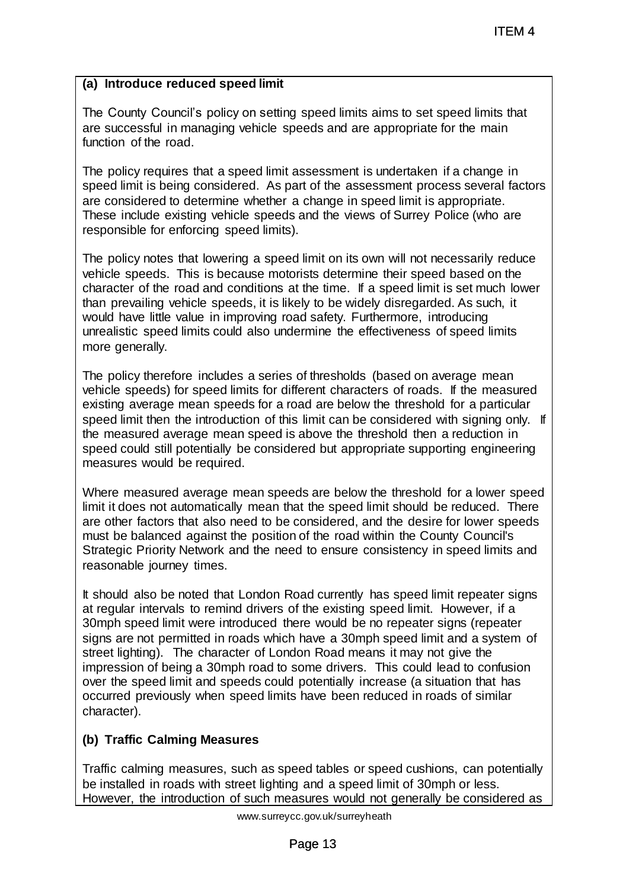### (a) Introduce reduced speed limit

The County Council's policy on setting speed limits aims to set speed limits that are successful in managing vehicle speeds and are appropriate for the main function of the road.

The policy requires that a speed limit assessment is undertaken if a change in speed limit is being considered. As part of the assessment process several factors are considered to determine whether a change in speed limit is appropriate. These include existing vehicle speeds and the views of Surrey Police (who are responsible for enforcing speed limits).

The policy notes that lowering a speed limit on its own will not necessarily reduce vehicle speeds. This is because motorists determine their speed based on the character of the road and conditions at the time. If a speed limit is set much lower than prevailing vehicle speeds, it is likely to be widely disregarded. As such, it would have little value in improving road safety. Furthermore, introducing unrealistic speed limits could also undermine the effectiveness of speed limits more generally.

The policy therefore includes a series of thresholds (based on average mean vehicle speeds) for speed limits for different characters of roads. If the measured existing average mean speeds for a road are below the threshold for a particular speed limit then the introduction of this limit can be considered with signing only. If the measured average mean speed is above the threshold then a reduction in speed could still potentially be considered but appropriate supporting engineering measures would be required.

Where measured average mean speeds are below the threshold for a lower speed limit it does not automatically mean that the speed limit should be reduced. There are other factors that also need to be considered, and the desire for lower speeds must be balanced against the position of the road within the County Council's Strategic Priority Network and the need to ensure consistency in speed limits and reasonable journey times.

It should also be noted that London Road currently has speed limit repeater signs at regular intervals to remind drivers of the existing speed limit. However, if a 30mph speed limit were introduced there would be no repeater signs (repeater signs are not permitted in roads which have a 30mph speed limit and a system of street lighting). The character of London Road means it may not give the impression of being a 30mph road to some drivers. This could lead to confusion over the speed limit and speeds could potentially increase (a situation that has occurred previously when speed limits have been reduced in roads of similar character).

### (b) Traffic Calming Measures

Traffic calming measures, such as speed tables or speed cushions, can potentially be installed in roads with street lighting and a speed limit of 30mph or less. However, the introduction of such measures would not generally be considered as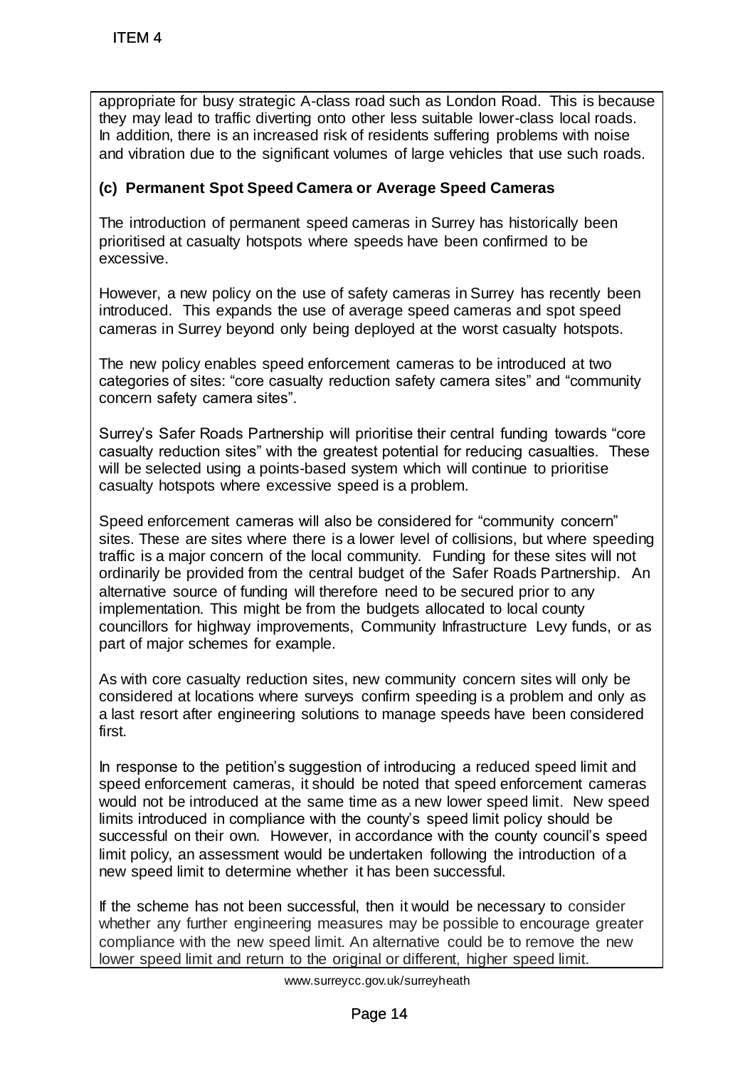appropriate for busy strategic A-class road such as London Road. This is because they may lead to traffic diverting onto other less suitable lower-class local roads. In addition, there is an increased risk of residents suffering problems with noise and vibration due to the significant volumes of large vehicles that use such roads.

**(c) Permanent Spot Speed Camera or Average Speed Cameras**

The introduction of permanent speed cameras in Surrey has historically been prioritised at casualty hotspots where speeds have been confirmed to be excessive.

However, a new policy on the use of safety cameras in Surrey has recently been introduced. This expands the use of average speed cameras and spot speed cameras in Surrey beyond only being deployed at the worst casualty hotspots.

The new policy enables speed enforcement cameras to be introduced at two categories of sites: "core casualty reduction safety camera sites" and "community concern safety camera sites".

Surrey's Safer Roads Partnership will prioritise their central funding towards "core casualty reduction sites" with the greatest potential for reducing casualties. These will be selected using a points-based system which will continue to prioritise casualty hotspots where excessive speed is a problem.

Speed enforcement cameras will also be considered for "community concern" sites. These are sites where there is a lower level of collisions, but where speeding traffic is a major concern of the local community. Funding for these sites will not ordinarily be provided from the central budget of the Safer Roads Partnership. An alternative source of funding will therefore need to be secured prior to any implementation. This might be from the budgets allocated to local county councillors for highway improvements, Community Infrastructure Levy funds, or as part of major schemes for example.

As with core casualty reduction sites, new community concern sites will only be considered at locations where surveys confirm speeding is a problem and only as a last resort after engineering solutions to manage speeds have been considered first.

In response to the petition's suggestion of introducing a reduced speed limit and speed enforcement cameras, it should be noted that speed enforcement cameras would not be introduced at the same time as a new lower speed limit. New speed limits introduced in compliance with the county's speed limit policy should be successful on their own. However, in accordance with the county council's speed limit policy, an assessment would be undertaken following the introduction of a new speed limit to determine whether it has been successful.

If the scheme has not been successful, then it would be necessary to consider whether any further engineering measures may be possible to encourage greater compliance with the new speed limit. An alternative could be to remove the new lower speed limit and return to the original or different, higher speed limit.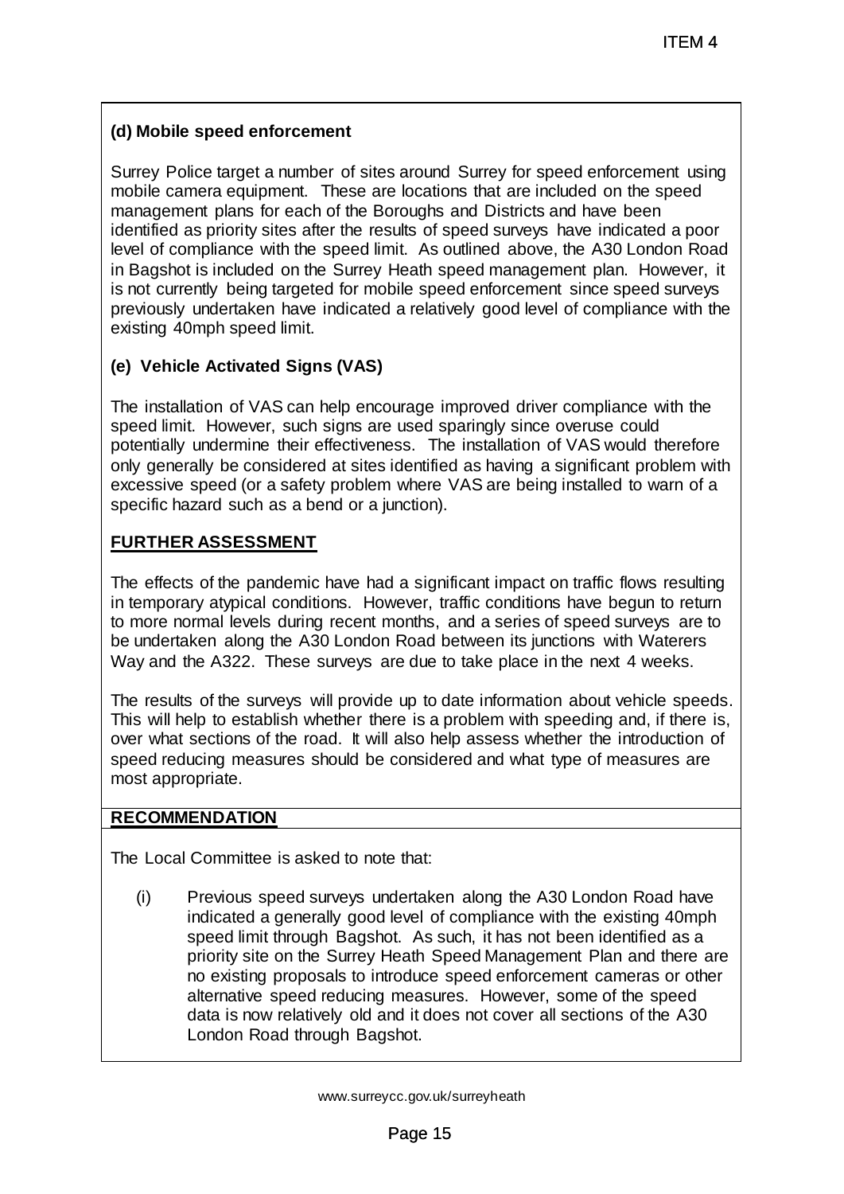**(d) Mobile speed enforcement**

Surrey Police target a number of sites around Surrey for speed enforcement using mobile camera equipment. These are locations that are included on the speed management plans for each of the Boroughs and Districts and have been identified as priority sites after the results of speed surveys have indicated a poor level of compliance with the speed limit. As outlined above, the A30 London Road in Bagshot is included on the Surrey Heath speed management plan. However, it is not currently being targeted for mobile speed enforcement since speed surveys previously undertaken have indicated a relatively good level of compliance with the existing 40mph speed limit.

**(e) Vehicle Activated Signs (VAS)**

The installation of VAS can help encourage improved driver compliance with the speed limit. However, such signs are used sparingly since overuse could potentially undermine their effectiveness. The installation of VAS would therefore only generally be considered at sites identified as having a significant problem with excessive speed (or a safety problem where VAS are being installed to warn of a specific hazard such as a bend or a junction).

## FURTHER ASSESSMENT

The effects of the pandemic have had a significant impact on traffic flows resulting in temporary atypical conditions. However, traffic conditions have begun to return to more normal levels during recent months, and a series of speed surveys are to be undertaken along the A30 London Road between its junctions with Waterers Way and the A322. These surveys are due to take place in the next 4 weeks.

The results of the surveys will provide up to date information about vehicle speeds. This will help to establish whether there is a problem with speeding and, if there is, over what sections of the road. It will also help assess whether the introduction of speed reducing measures should be considered and what type of measures are most appropriate.

## RECOMMENDATION

The Local Committee is asked to note that:

(i) Previous speed surveys undertaken along the A30 London Road have indicated a generally good level of compliance with the existing 40mph speed limit through Bagshot. As such, it has not been identified as a priority site on the Surrey Heath Speed Management Plan and there are no existing proposals to introduce speed enforcement cameras or other alternative speed reducing measures. However, some of the speed data is now relatively old and it does not cover all sections of the A30 London Road through Bagshot.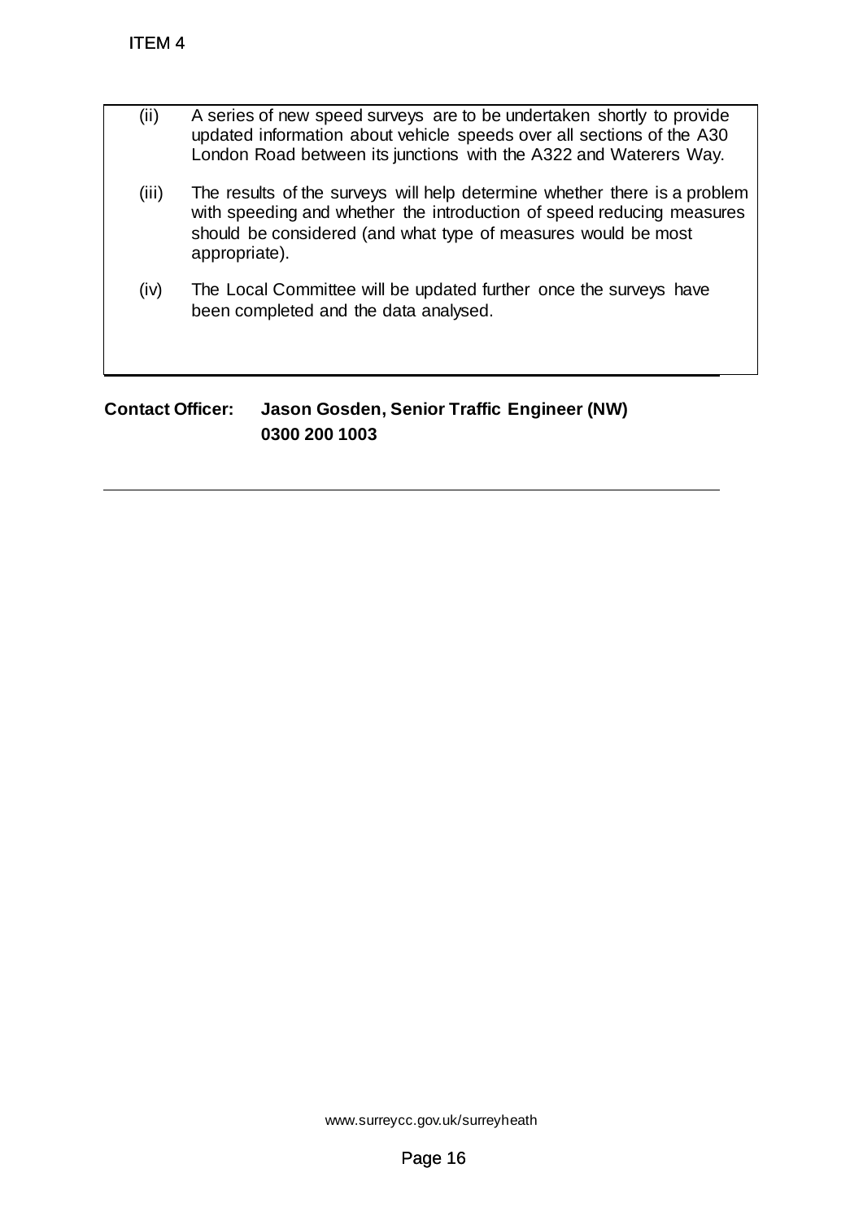(ii) A series of new speed surveys are to be undertaken shortly to provide updated information about vehicle speeds over all sections of the A30 London Road between its junctions with the A322 and Waterers Way.

(iii) The results of the surveys will help determine whether there is a problem with speeding and whether the introduction of speed reducing measures should be considered (and what type of measures would be most appropriate).

(iv) The Local Committee will be updated further once the surveys have been completed and the data analysed.

**Contact Officer: Jason Gosden, Senior Traffic Engineer (NW)**
**0300 200 1003**